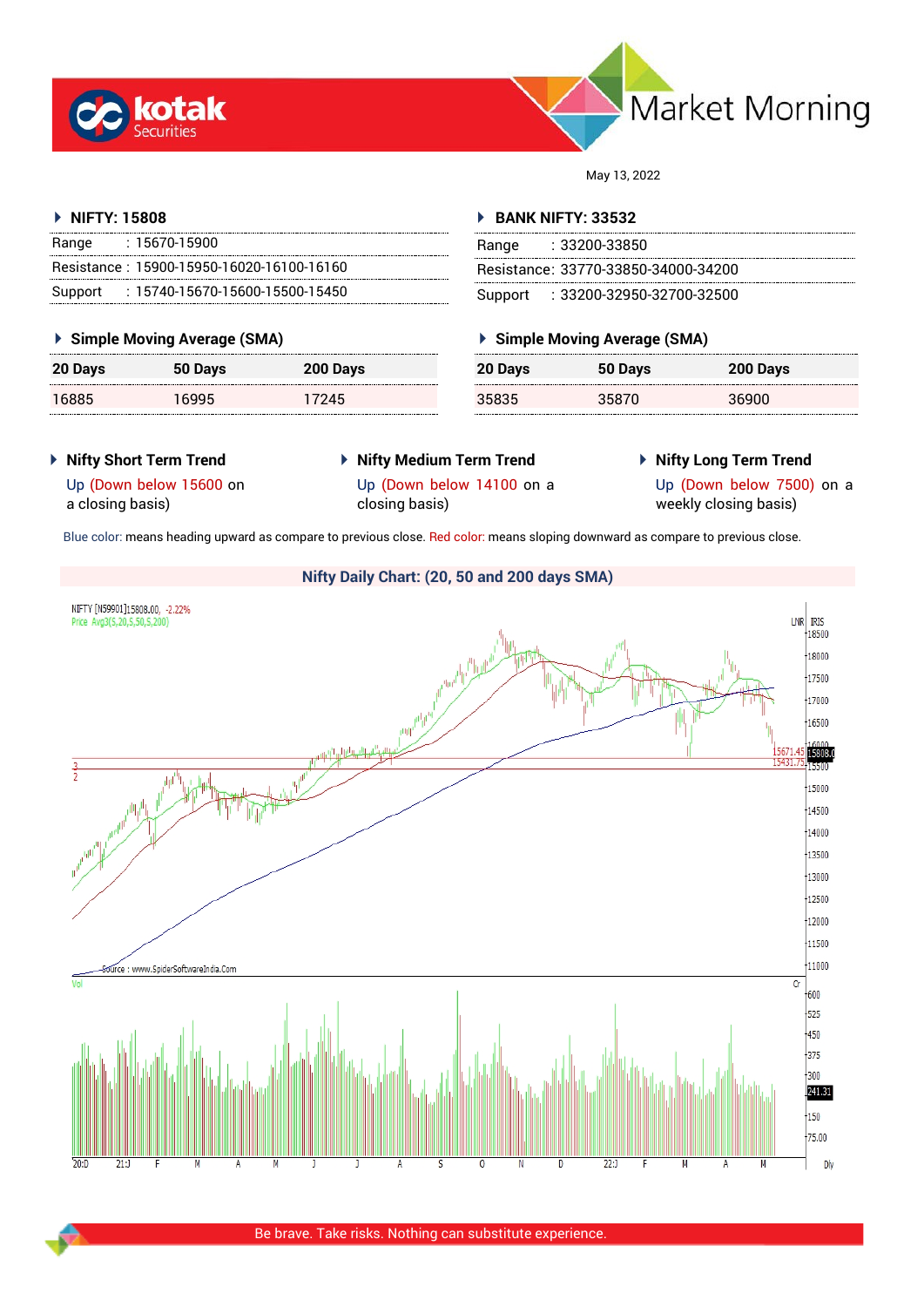# Market Morning

kotak Securities

May 13, 2022

### NIFTY: 15808

| | |
|---|---|
| Range | : 15670-15900 |
| Resistance | : 15900-15950-16020-16100-16160 |
| Support | : 15740-15670-15600-15500-15450 |

### BANK NIFTY: 33532

| | |
|---|---|
| Range | : 33200-33850 |
| Resistance | : 33770-33850-34000-34200 |
| Support | : 33200-32950-32700-32500 |

### Simple Moving Average (SMA) — NIFTY

| 20 Days | 50 Days | 200 Days |
|---|---|---|
| 16885 | 16995 | 17245 |

### Simple Moving Average (SMA) — BANK NIFTY

| 20 Days | 50 Days | 200 Days |
|---|---|---|
| 35835 | 35870 | 36900 |

### Nifty Short Term Trend

Up (Down below 15600 on a closing basis)

### Nifty Medium Term Trend

Up (Down below 14100 on a closing basis)

### Nifty Long Term Trend

Up (Down below 7500) on a weekly closing basis)

Blue color: means heading upward as compare to previous close. Red color: means sloping downward as compare to previous close.

### Nifty Daily Chart: (20, 50 and 200 days SMA)

Be brave. Take risks. Nothing can substitute experience.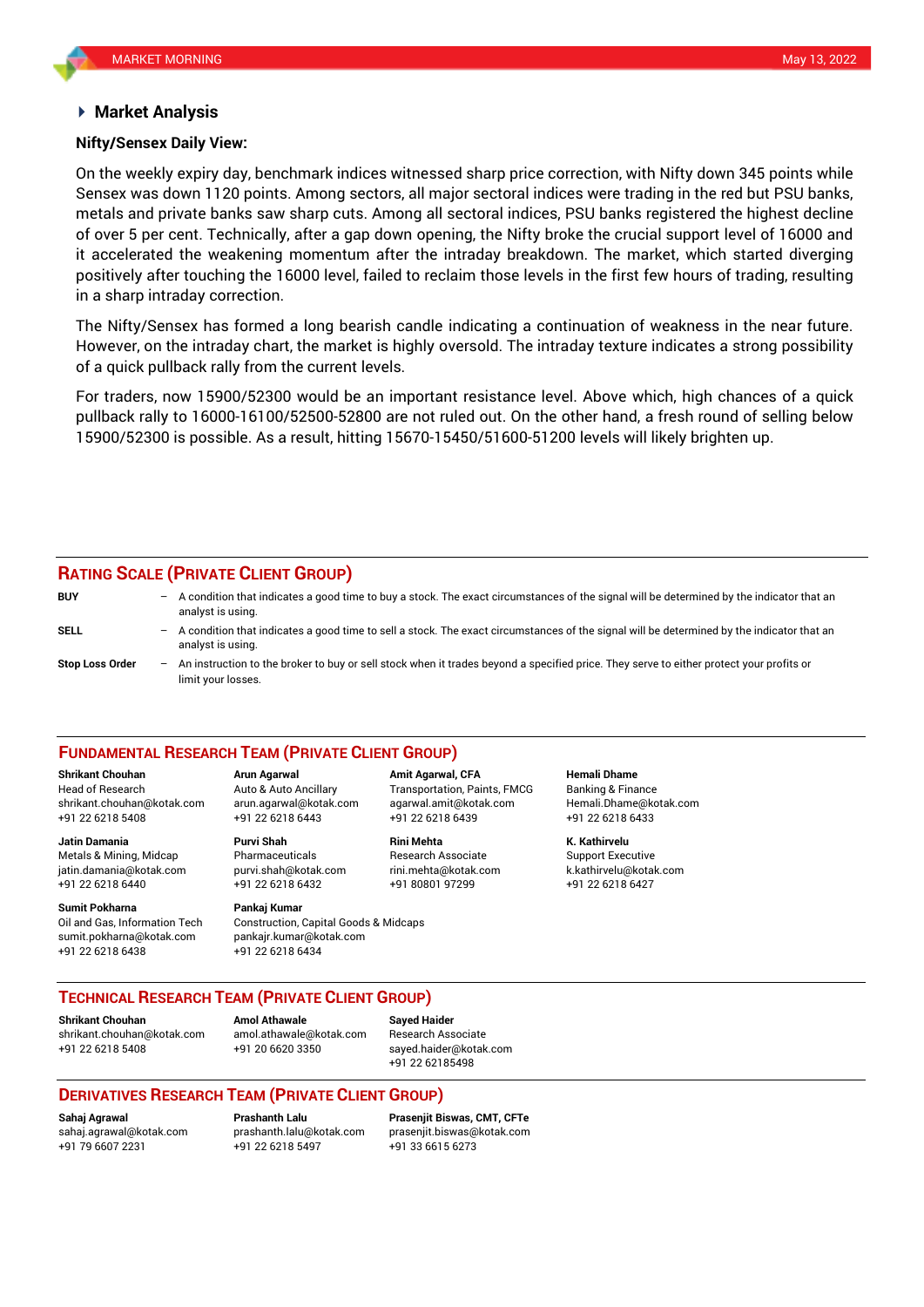## Market Analysis

**Nifty/Sensex Daily View:**

On the weekly expiry day, benchmark indices witnessed sharp price correction, with Nifty down 345 points while Sensex was down 1120 points. Among sectors, all major sectoral indices were trading in the red but PSU banks, metals and private banks saw sharp cuts. Among all sectoral indices, PSU banks registered the highest decline of over 5 per cent. Technically, after a gap down opening, the Nifty broke the crucial support level of 16000 and it accelerated the weakening momentum after the intraday breakdown. The market, which started diverging positively after touching the 16000 level, failed to reclaim those levels in the first few hours of trading, resulting in a sharp intraday correction.

The Nifty/Sensex has formed a long bearish candle indicating a continuation of weakness in the near future. However, on the intraday chart, the market is highly oversold. The intraday texture indicates a strong possibility of a quick pullback rally from the current levels.

For traders, now 15900/52300 would be an important resistance level. Above which, high chances of a quick pullback rally to 16000-16100/52500-52800 are not ruled out. On the other hand, a fresh round of selling below 15900/52300 is possible. As a result, hitting 15670-15450/51600-51200 levels will likely brighten up.

## RATING SCALE (PRIVATE CLIENT GROUP)

**BUY** – A condition that indicates a good time to buy a stock. The exact circumstances of the signal will be determined by the indicator that an analyst is using.

**SELL** – A condition that indicates a good time to sell a stock. The exact circumstances of the signal will be determined by the indicator that an analyst is using.

**Stop Loss Order** – An instruction to the broker to buy or sell stock when it trades beyond a specified price. They serve to either protect your profits or limit your losses.

## FUNDAMENTAL RESEARCH TEAM (PRIVATE CLIENT GROUP)

**Shrikant Chouhan**
Head of Research
shrikant.chouhan@kotak.com
+91 22 6218 5408

**Arun Agarwal**
Auto & Auto Ancillary
arun.agarwal@kotak.com
+91 22 6218 6443

**Amit Agarwal, CFA**
Transportation, Paints, FMCG
agarwal.amit@kotak.com
+91 22 6218 6439

**Hemali Dhame**
Banking & Finance
Hemali.Dhame@kotak.com
+91 22 6218 6433

**Jatin Damania**
Metals & Mining, Midcap
jatin.damania@kotak.com
+91 22 6218 6440

**Purvi Shah**
Pharmaceuticals
purvi.shah@kotak.com
+91 22 6218 6432

**Rini Mehta**
Research Associate
rini.mehta@kotak.com
+91 80801 97299

**K. Kathirvelu**
Support Executive
k.kathirvelu@kotak.com
+91 22 6218 6427

**Sumit Pokharna**
Oil and Gas, Information Tech
sumit.pokharna@kotak.com
+91 22 6218 6438

**Pankaj Kumar**
Construction, Capital Goods & Midcaps
pankajr.kumar@kotak.com
+91 22 6218 6434

## TECHNICAL RESEARCH TEAM (PRIVATE CLIENT GROUP)

**Shrikant Chouhan**
shrikant.chouhan@kotak.com
+91 22 6218 5408

**Amol Athawale**
amol.athawale@kotak.com
+91 20 6620 3350

**Sayed Haider**
Research Associate
sayed.haider@kotak.com
+91 22 62185498

## DERIVATIVES RESEARCH TEAM (PRIVATE CLIENT GROUP)

**Sahaj Agrawal**
sahaj.agrawal@kotak.com
+91 79 6607 2231

**Prashanth Lalu**
prashanth.lalu@kotak.com
+91 22 6218 5497

**Prasenjit Biswas, CMT, CFTe**
prasenjit.biswas@kotak.com
+91 33 6615 6273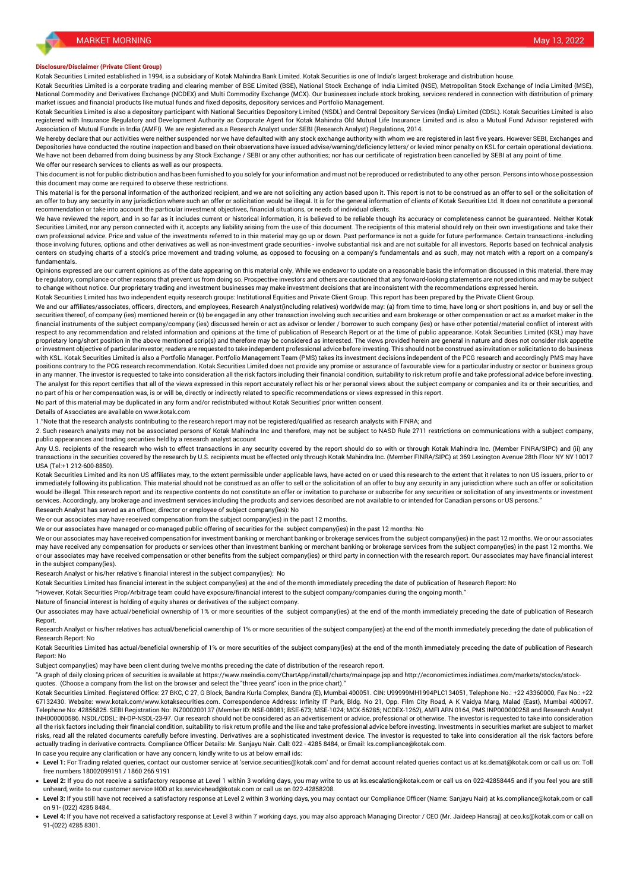**Disclosure/Disclaimer (Private Client Group)**

Kotak Securities Limited established in 1994, is a subsidiary of Kotak Mahindra Bank Limited. Kotak Securities is one of India's largest brokerage and distribution house.

Kotak Securities Limited is a corporate trading and clearing member of BSE Limited (BSE), National Stock Exchange of India Limited (NSE), Metropolitan Stock Exchange of India Limited (MSE), National Commodity and Derivatives Exchange (NCDEX) and Multi Commodity Exchange (MCX). Our businesses include stock broking, services rendered in connection with distribution of primary market issues and financial products like mutual funds and fixed deposits, depository services and Portfolio Management.

Kotak Securities Limited is also a depository participant with National Securities Depository Limited (NSDL) and Central Depository Services (India) Limited (CDSL). Kotak Securities Limited is also registered with Insurance Regulatory and Development Authority as Corporate Agent for Kotak Mahindra Old Mutual Life Insurance Limited and is also a Mutual Fund Advisor registered with Association of Mutual Funds in India (AMFI). We are registered as a Research Analyst under SEBI (Research Analyst) Regulations, 2014.

We hereby declare that our activities were neither suspended nor we have defaulted with any stock exchange authority with whom we are registered in last five years. However SEBI, Exchanges and Depositories have conducted the routine inspection and based on their observations have issued advise/warning/deficiency letters/ or levied minor penalty on KSL for certain operational deviations. We have not been debarred from doing business by any Stock Exchange / SEBI or any other authorities; nor has our certificate of registration been cancelled by SEBI at any point of time.

We offer our research services to clients as well as our prospects.

This document is not for public distribution and has been furnished to you solely for your information and must not be reproduced or redistributed to any other person. Persons into whose possession this document may come are required to observe these restrictions.

This material is for the personal information of the authorized recipient, and we are not soliciting any action based upon it. This report is not to be construed as an offer to sell or the solicitation of an offer to buy any security in any jurisdiction where such an offer or solicitation would be illegal. It is for the general information of clients of Kotak Securities Ltd. It does not constitute a personal recommendation or take into account the particular investment objectives, financial situations, or needs of individual clients.

We have reviewed the report, and in so far as it includes current or historical information, it is believed to be reliable though its accuracy or completeness cannot be guaranteed. Neither Kotak Securities Limited, nor any person connected with it, accepts any liability arising from the use of this document. The recipients of this material should rely on their own investigations and take their own professional advice. Price and value of the investments referred to in this material may go up or down. Past performance is not a guide for future performance. Certain transactions -including those involving futures, options and other derivatives as well as non-investment grade securities - involve substantial risk and are not suitable for all investors. Reports based on technical analysis centers on studying charts of a stock's price movement and trading volume, as opposed to focusing on a company's fundamentals and as such, may not match with a report on a company's fundamentals.

Opinions expressed are our current opinions as of the date appearing on this material only. While we endeavor to update on a reasonable basis the information discussed in this material, there may be regulatory, compliance or other reasons that prevent us from doing so. Prospective investors and others are cautioned that any forward-looking statements are not predictions and may be subject to change without notice. Our proprietary trading and investment businesses may make investment decisions that are inconsistent with the recommendations expressed herein.

Kotak Securities Limited has two independent equity research groups: Institutional Equities and Private Client Group. This report has been prepared by the Private Client Group.

We and our affiliates/associates, officers, directors, and employees, Research Analyst(including relatives) worldwide may: (a) from time to time, have long or short positions in, and buy or sell the securities thereof, of company (ies) mentioned herein or (b) be engaged in any other transaction involving such securities and earn brokerage or other compensation or act as a market maker in the financial instruments of the subject company/company (ies) discussed herein or act as advisor or lender / borrower to such company (ies) or have other potential/material conflict of interest with respect to any recommendation and related information and opinions at the time of publication of Research Report or at the time of public appearance. Kotak Securities Limited (KSL) may have proprietary long/short position in the above mentioned scrip(s) and therefore may be considered as interested. The views provided herein are general in nature and does not consider risk appetite or investment objective of particular investor; readers are requested to take independent professional advice before investing. This should not be construed as invitation or solicitation to do business with KSL. Kotak Securities Limited is also a Portfolio Manager. Portfolio Management Team (PMS) takes its investment decisions independent of the PCG research and accordingly PMS may have positions contrary to the PCG research recommendation. Kotak Securities Limited does not provide any promise or assurance of favourable view for a particular industry or sector or business group in any manner. The investor is requested to take into consideration all the risk factors including their financial condition, suitability to risk return profile and take professional advice before investing.

The analyst for this report certifies that all of the views expressed in this report accurately reflect his or her personal views about the subject company or companies and its or their securities, and no part of his or her compensation was, is or will be, directly or indirectly related to specific recommendations or views expressed in this report.

No part of this material may be duplicated in any form and/or redistributed without Kotak Securities' prior written consent.

Details of Associates are available on www.kotak.com

1."Note that the research analysts contributing to the research report may not be registered/qualified as research analysts with FINRA; and

2. Such research analysts may not be associated persons of Kotak Mahindra Inc and therefore, may not be subject to NASD Rule 2711 restrictions on communications with a subject company, public appearances and trading securities held by a research analyst account

Any U.S. recipients of the research who wish to effect transactions in any security covered by the report should do so with or through Kotak Mahindra Inc. (Member FINRA/SIPC) and (ii) any transactions in the securities covered by the research by U.S. recipients must be effected only through Kotak Mahindra Inc. (Member FINRA/SIPC) at 369 Lexington Avenue 28th Floor NY NY 10017 USA (Tel:+1 212-600-8850).

Kotak Securities Limited and its non US affiliates may, to the extent permissible under applicable laws, have acted on or used this research to the extent that it relates to non US issuers, prior to or immediately following its publication. This material should not be construed as an offer to sell or the solicitation of an offer to buy any security in any jurisdiction where such an offer or solicitation would be illegal. This research report and its respective contents do not constitute an offer or invitation to purchase or subscribe for any securities or solicitation of any investments or investment services. Accordingly, any brokerage and investment services including the products and services described are not available to or intended for Canadian persons or US persons."

Research Analyst has served as an officer, director or employee of subject company(ies): No

We or our associates may have received compensation from the subject company(ies) in the past 12 months.

We or our associates have managed or co-managed public offering of securities for the subject company(ies) in the past 12 months: No

We or our associates may have received compensation for investment banking or merchant banking or brokerage services from the subject company(ies) in the past 12 months. We or our associates may have received any compensation for products or services other than investment banking or merchant banking or brokerage services from the subject company(ies) in the past 12 months. We or our associates may have received compensation or other benefits from the subject company(ies) or third party in connection with the research report. Our associates may have financial interest in the subject company(ies).

Research Analyst or his/her relative's financial interest in the subject company(ies): No

Kotak Securities Limited has financial interest in the subject company(ies) at the end of the month immediately preceding the date of publication of Research Report: No

"However, Kotak Securities Prop/Arbitrage team could have exposure/financial interest to the subject company/companies during the ongoing month."

Nature of financial interest is holding of equity shares or derivatives of the subject company.

Our associates may have actual/beneficial ownership of 1% or more securities of the subject company(ies) at the end of the month immediately preceding the date of publication of Research Report.

Research Analyst or his/her relatives has actual/beneficial ownership of 1% or more securities of the subject company(ies) at the end of the month immediately preceding the date of publication of Research Report: No

Kotak Securities Limited has actual/beneficial ownership of 1% or more securities of the subject company(ies) at the end of the month immediately preceding the date of publication of Research Report: No

Subject company(ies) may have been client during twelve months preceding the date of distribution of the research report.

"A graph of daily closing prices of securities is available at https://www.nseindia.com/ChartApp/install/charts/mainpage.jsp and http://economictimes.indiatimes.com/markets/stocks/stock-quotes. (Choose a company from the list on the browser and select the "three years" icon in the price chart)."

Kotak Securities Limited. Registered Office: 27 BKC, C 27, G Block, Bandra Kurla Complex, Bandra (E), Mumbai 400051. CIN: U99999MH1994PLC134051, Telephone No.: +22 43360000, Fax No.: +22 67132430. Website: www.kotak.com/www.kotaksecurities.com. Correspondence Address: Infinity IT Park, Bldg. No 21, Opp. Film City Road, A K Vaidya Marg, Malad (East), Mumbai 400097. Telephone No: 42856825. SEBI Registration No: INZ000200137 (Member ID: NSE-08081; BSE-673; MSE-1024; MCX-56285; NCDEX-1262), AMFI ARN 0164, PMS INP000000258 and Research Analyst INH000000586. NSDL/CDSL: IN-DP-NSDL-23-97. Our research should not be considered as an advertisement or advice, professional or otherwise. The investor is requested to take into consideration all the risk factors including their financial condition, suitability to risk return profile and the like and take professional advice before investing. Investments in securities market are subject to market risks, read all the related documents carefully before investing. Derivatives are a sophisticated investment device. The investor is requested to take into consideration all the risk factors before actually trading in derivative contracts. Compliance Officer Details: Mr. Sanjayu Nair. Call: 022 - 4285 8484, or Email: ks.compliance@kotak.com.

In case you require any clarification or have any concern, kindly write to us at below email ids:

- **Level 1:** For Trading related queries, contact our customer service at 'service.securities@kotak.com' and for demat account related queries contact us at ks.demat@kotak.com or call us on: Toll free numbers 18002099191 / 1860 266 9191
- **Level 2:** If you do not receive a satisfactory response at Level 1 within 3 working days, you may write to us at ks.escalation@kotak.com or call us on 022-42858445 and if you feel you are still unheard, write to our customer service HOD at ks.servicehead@kotak.com or call us on 022-42858208.
- **Level 3:** If you still have not received a satisfactory response at Level 2 within 3 working days, you may contact our Compliance Officer (Name: Sanjayu Nair) at ks.compliance@kotak.com or call on 91- (022) 4285 8484.
- **Level 4:** If you have not received a satisfactory response at Level 3 within 7 working days, you may also approach Managing Director / CEO (Mr. Jaideep Hansraj) at ceo.ks@kotak.com or call on 91-(022) 4285 8301.